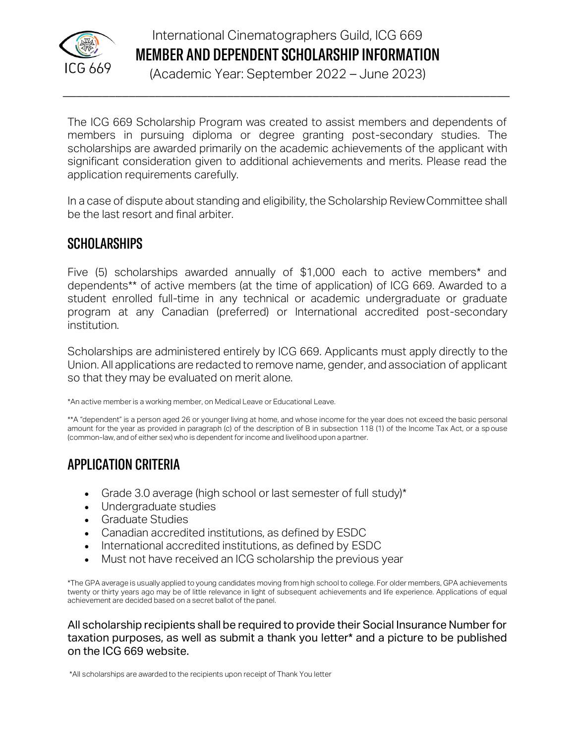International Cinematographers Guild, ICG 669

# MEMBER AND DEPENDENT SCHOLARSHIP INFORMATION

(Academic Year: September 2022 – June 2023)

---

The ICG 669 Scholarship Program was created to assist members and dependents of members in pursuing diploma or degree granting post-secondary studies. The scholarships are awarded primarily on the academic achievements of the applicant with significant consideration given to additional achievements and merits. Please read the application requirements carefully.

In a case of dispute about standing and eligibility, the Scholarship Review Committee shall be the last resort and final arbiter.

## SCHOLARSHIPS

Five (5) scholarships awarded annually of $1,000 each to active members* and dependents** of active members (at the time of application) of ICG 669. Awarded to a student enrolled full-time in any technical or academic undergraduate or graduate program at any Canadian (preferred) or International accredited post-secondary institution.

Scholarships are administered entirely by ICG 669. Applicants must apply directly to the Union. All applications are redacted to remove name, gender, and association of applicant so that they may be evaluated on merit alone.

*An active member is a working member, on Medical Leave or Educational Leave.

**A "dependent" is a person aged 26 or younger living at home, and whose income for the year does not exceed the basic personal amount for the year as provided in paragraph (c) of the description of B in subsection 118 (1) of the Income Tax Act, or a spouse (common-law, and of either sex) who is dependent for income and livelihood upon a partner.

## APPLICATION CRITERIA

- Grade 3.0 average (high school or last semester of full study)*
- Undergraduate studies
- Graduate Studies
- Canadian accredited institutions, as defined by ESDC
- International accredited institutions, as defined by ESDC
- Must not have received an ICG scholarship the previous year

*The GPA average is usually applied to young candidates moving from high school to college. For older members, GPA achievements twenty or thirty years ago may be of little relevance in light of subsequent achievements and life experience. Applications of equal achievement are decided based on a secret ballot of the panel.

All scholarship recipients shall be required to provide their Social Insurance Number for taxation purposes, as well as submit a thank you letter* and a picture to be published on the ICG 669 website.

*All scholarships are awarded to the recipients upon receipt of Thank You letter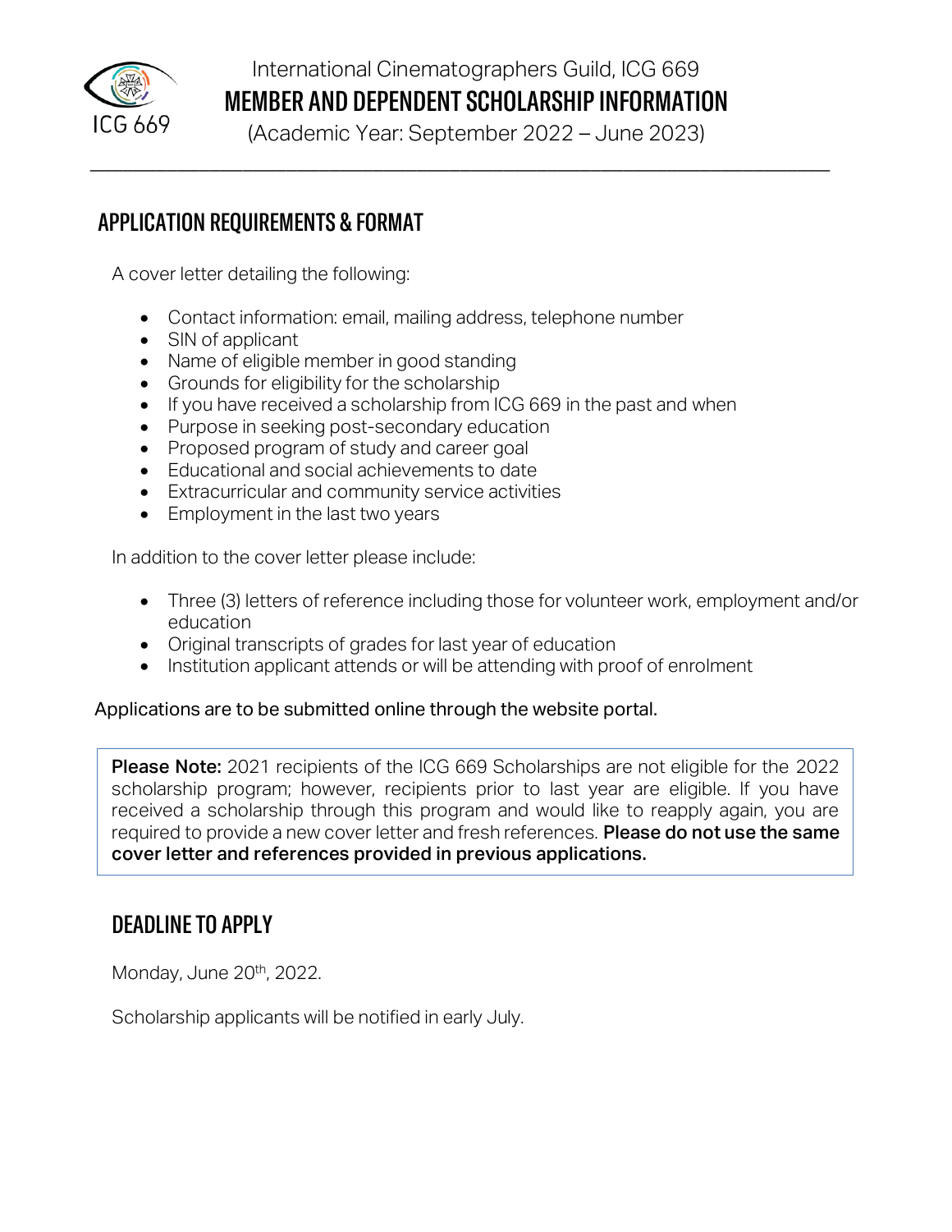International Cinematographers Guild, ICG 669

# MEMBER AND DEPENDENT SCHOLARSHIP INFORMATION

(Academic Year: September 2022 – June 2023)

## APPLICATION REQUIREMENTS & FORMAT

A cover letter detailing the following:

- Contact information: email, mailing address, telephone number
- SIN of applicant
- Name of eligible member in good standing
- Grounds for eligibility for the scholarship
- If you have received a scholarship from ICG 669 in the past and when
- Purpose in seeking post-secondary education
- Proposed program of study and career goal
- Educational and social achievements to date
- Extracurricular and community service activities
- Employment in the last two years

In addition to the cover letter please include:

- Three (3) letters of reference including those for volunteer work, employment and/or education
- Original transcripts of grades for last year of education
- Institution applicant attends or will be attending with proof of enrolment

Applications are to be submitted online through the website portal.

**Please Note:** 2021 recipients of the ICG 669 Scholarships are not eligible for the 2022 scholarship program; however, recipients prior to last year are eligible. If you have received a scholarship through this program and would like to reapply again, you are required to provide a new cover letter and fresh references. **Please do not use the same cover letter and references provided in previous applications.**

## DEADLINE TO APPLY

Monday, June 20th, 2022.

Scholarship applicants will be notified in early July.